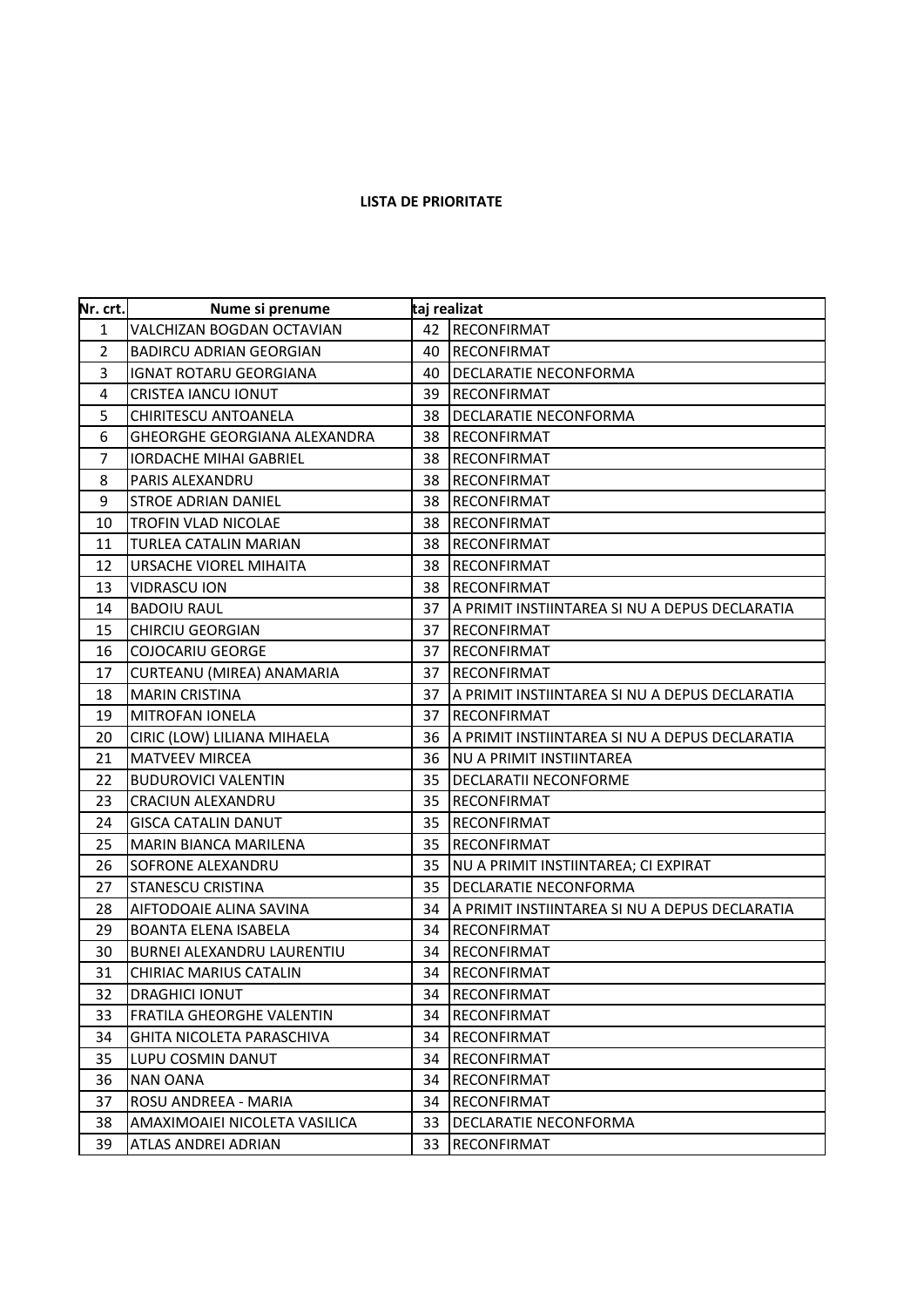**LISTA DE PRIORITATE**

| Nr. crt. | Nume si prenume | taj realizat | |
|---|---|---|---|
| 1 | VALCHIZAN BOGDAN OCTAVIAN | 42 | RECONFIRMAT |
| 2 | BADIRCU ADRIAN GEORGIAN | 40 | RECONFIRMAT |
| 3 | IGNAT ROTARU GEORGIANA | 40 | DECLARATIE NECONFORMA |
| 4 | CRISTEA IANCU IONUT | 39 | RECONFIRMAT |
| 5 | CHIRITESCU ANTOANELA | 38 | DECLARATIE NECONFORMA |
| 6 | GHEORGHE GEORGIANA ALEXANDRA | 38 | RECONFIRMAT |
| 7 | IORDACHE MIHAI GABRIEL | 38 | RECONFIRMAT |
| 8 | PARIS ALEXANDRU | 38 | RECONFIRMAT |
| 9 | STROE ADRIAN DANIEL | 38 | RECONFIRMAT |
| 10 | TROFIN VLAD NICOLAE | 38 | RECONFIRMAT |
| 11 | TURLEA CATALIN MARIAN | 38 | RECONFIRMAT |
| 12 | URSACHE VIOREL MIHAITA | 38 | RECONFIRMAT |
| 13 | VIDRASCU ION | 38 | RECONFIRMAT |
| 14 | BADOIU RAUL | 37 | A PRIMIT INSTIINTAREA SI NU A DEPUS DECLARATIA |
| 15 | CHIRCIU GEORGIAN | 37 | RECONFIRMAT |
| 16 | COJOCARIU GEORGE | 37 | RECONFIRMAT |
| 17 | CURTEANU (MIREA) ANAMARIA | 37 | RECONFIRMAT |
| 18 | MARIN CRISTINA | 37 | A PRIMIT INSTIINTAREA SI NU A DEPUS DECLARATIA |
| 19 | MITROFAN IONELA | 37 | RECONFIRMAT |
| 20 | CIRIC (LOW) LILIANA MIHAELA | 36 | A PRIMIT INSTIINTAREA SI NU A DEPUS DECLARATIA |
| 21 | MATVEEV MIRCEA | 36 | NU A PRIMIT INSTIINTAREA |
| 22 | BUDUROVICI VALENTIN | 35 | DECLARATII NECONFORME |
| 23 | CRACIUN ALEXANDRU | 35 | RECONFIRMAT |
| 24 | GISCA CATALIN DANUT | 35 | RECONFIRMAT |
| 25 | MARIN BIANCA MARILENA | 35 | RECONFIRMAT |
| 26 | SOFRONE ALEXANDRU | 35 | NU A PRIMIT INSTIINTAREA; CI EXPIRAT |
| 27 | STANESCU CRISTINA | 35 | DECLARATIE NECONFORMA |
| 28 | AIFTODOAIE ALINA SAVINA | 34 | A PRIMIT INSTIINTAREA SI NU A DEPUS DECLARATIA |
| 29 | BOANTA ELENA ISABELA | 34 | RECONFIRMAT |
| 30 | BURNEI ALEXANDRU LAURENTIU | 34 | RECONFIRMAT |
| 31 | CHIRIAC MARIUS CATALIN | 34 | RECONFIRMAT |
| 32 | DRAGHICI IONUT | 34 | RECONFIRMAT |
| 33 | FRATILA GHEORGHE VALENTIN | 34 | RECONFIRMAT |
| 34 | GHITA NICOLETA PARASCHIVA | 34 | RECONFIRMAT |
| 35 | LUPU COSMIN DANUT | 34 | RECONFIRMAT |
| 36 | NAN OANA | 34 | RECONFIRMAT |
| 37 | ROSU ANDREEA - MARIA | 34 | RECONFIRMAT |
| 38 | AMAXIMOAIEI NICOLETA VASILICA | 33 | DECLARATIE NECONFORMA |
| 39 | ATLAS ANDREI ADRIAN | 33 | RECONFIRMAT |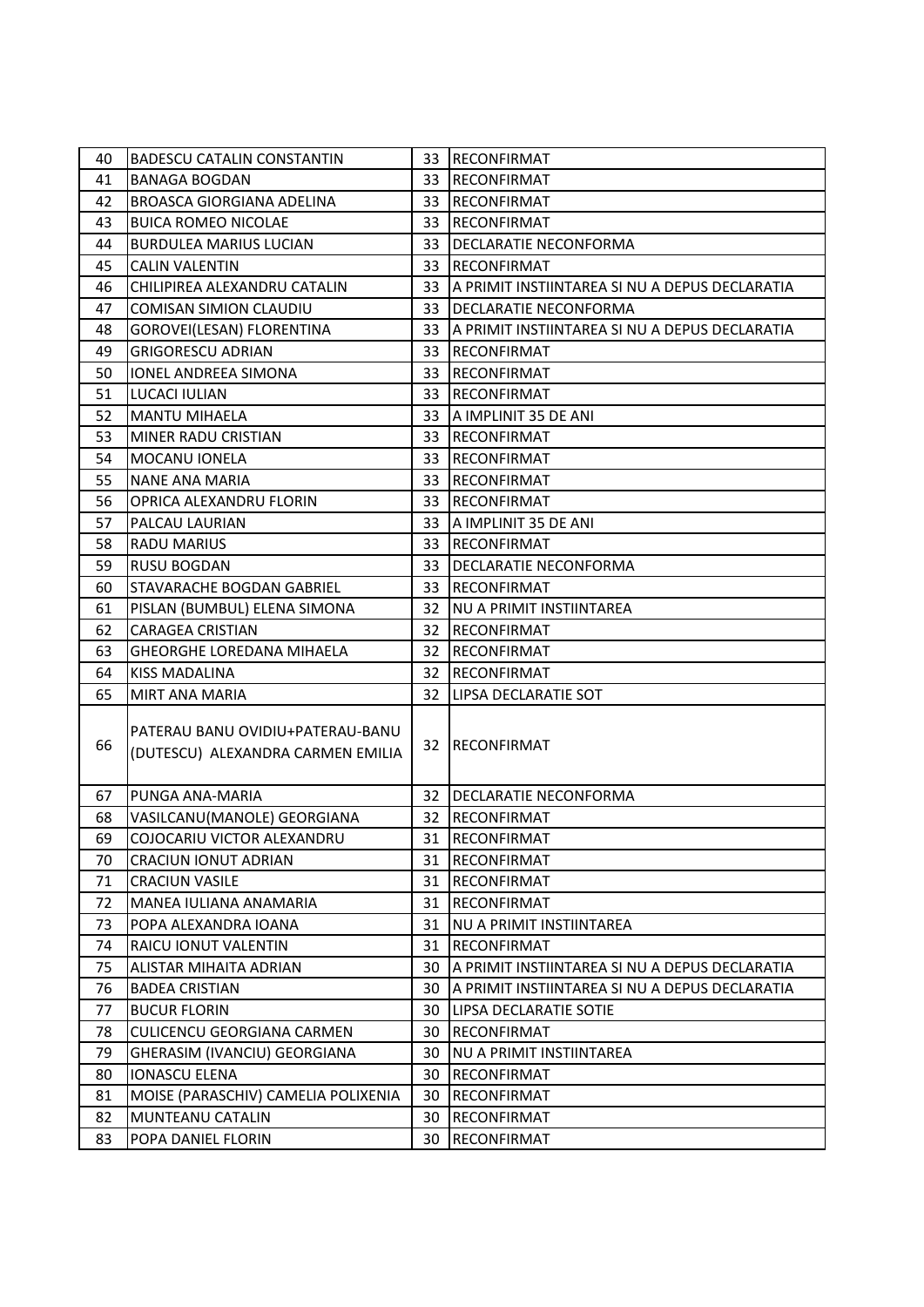| 40 | BADESCU CATALIN CONSTANTIN | 33 | RECONFIRMAT |
|---|---|---|---|
| 41 | BANAGA BOGDAN | 33 | RECONFIRMAT |
| 42 | BROASCA GIORGIANA ADELINA | 33 | RECONFIRMAT |
| 43 | BUICA ROMEO NICOLAE | 33 | RECONFIRMAT |
| 44 | BURDULEA MARIUS LUCIAN | 33 | DECLARATIE NECONFORMA |
| 45 | CALIN VALENTIN | 33 | RECONFIRMAT |
| 46 | CHILIPIREA ALEXANDRU CATALIN | 33 | A PRIMIT INSTIINTAREA SI NU A DEPUS DECLARATIA |
| 47 | COMISAN SIMION CLAUDIU | 33 | DECLARATIE NECONFORMA |
| 48 | GOROVEI(LESAN) FLORENTINA | 33 | A PRIMIT INSTIINTAREA SI NU A DEPUS DECLARATIA |
| 49 | GRIGORESCU ADRIAN | 33 | RECONFIRMAT |
| 50 | IONEL ANDREEA SIMONA | 33 | RECONFIRMAT |
| 51 | LUCACI IULIAN | 33 | RECONFIRMAT |
| 52 | MANTU MIHAELA | 33 | A IMPLINIT 35 DE ANI |
| 53 | MINER RADU CRISTIAN | 33 | RECONFIRMAT |
| 54 | MOCANU IONELA | 33 | RECONFIRMAT |
| 55 | NANE ANA MARIA | 33 | RECONFIRMAT |
| 56 | OPRICA ALEXANDRU FLORIN | 33 | RECONFIRMAT |
| 57 | PALCAU LAURIAN | 33 | A IMPLINIT 35 DE ANI |
| 58 | RADU MARIUS | 33 | RECONFIRMAT |
| 59 | RUSU BOGDAN | 33 | DECLARATIE NECONFORMA |
| 60 | STAVARACHE BOGDAN GABRIEL | 33 | RECONFIRMAT |
| 61 | PISLAN (BUMBUL) ELENA SIMONA | 32 | NU A PRIMIT INSTIINTAREA |
| 62 | CARAGEA CRISTIAN | 32 | RECONFIRMAT |
| 63 | GHEORGHE LOREDANA MIHAELA | 32 | RECONFIRMAT |
| 64 | KISS MADALINA | 32 | RECONFIRMAT |
| 65 | MIRT ANA MARIA | 32 | LIPSA DECLARATIE SOT |
| 66 | PATERAU BANU OVIDIU+PATERAU-BANU (DUTESCU) ALEXANDRA CARMEN EMILIA | 32 | RECONFIRMAT |
| 67 | PUNGA ANA-MARIA | 32 | DECLARATIE NECONFORMA |
| 68 | VASILCANU(MANOLE) GEORGIANA | 32 | RECONFIRMAT |
| 69 | COJOCARIU VICTOR ALEXANDRU | 31 | RECONFIRMAT |
| 70 | CRACIUN IONUT ADRIAN | 31 | RECONFIRMAT |
| 71 | CRACIUN VASILE | 31 | RECONFIRMAT |
| 72 | MANEA IULIANA ANAMARIA | 31 | RECONFIRMAT |
| 73 | POPA ALEXANDRA IOANA | 31 | NU A PRIMIT INSTIINTAREA |
| 74 | RAICU IONUT VALENTIN | 31 | RECONFIRMAT |
| 75 | ALISTAR MIHAITA ADRIAN | 30 | A PRIMIT INSTIINTAREA SI NU A DEPUS DECLARATIA |
| 76 | BADEA CRISTIAN | 30 | A PRIMIT INSTIINTAREA SI NU A DEPUS DECLARATIA |
| 77 | BUCUR FLORIN | 30 | LIPSA DECLARATIE SOTIE |
| 78 | CULICENCU GEORGIANA CARMEN | 30 | RECONFIRMAT |
| 79 | GHERASIM (IVANCIU) GEORGIANA | 30 | NU A PRIMIT INSTIINTAREA |
| 80 | IONASCU ELENA | 30 | RECONFIRMAT |
| 81 | MOISE (PARASCHIV) CAMELIA POLIXENIA | 30 | RECONFIRMAT |
| 82 | MUNTEANU CATALIN | 30 | RECONFIRMAT |
| 83 | POPA DANIEL FLORIN | 30 | RECONFIRMAT |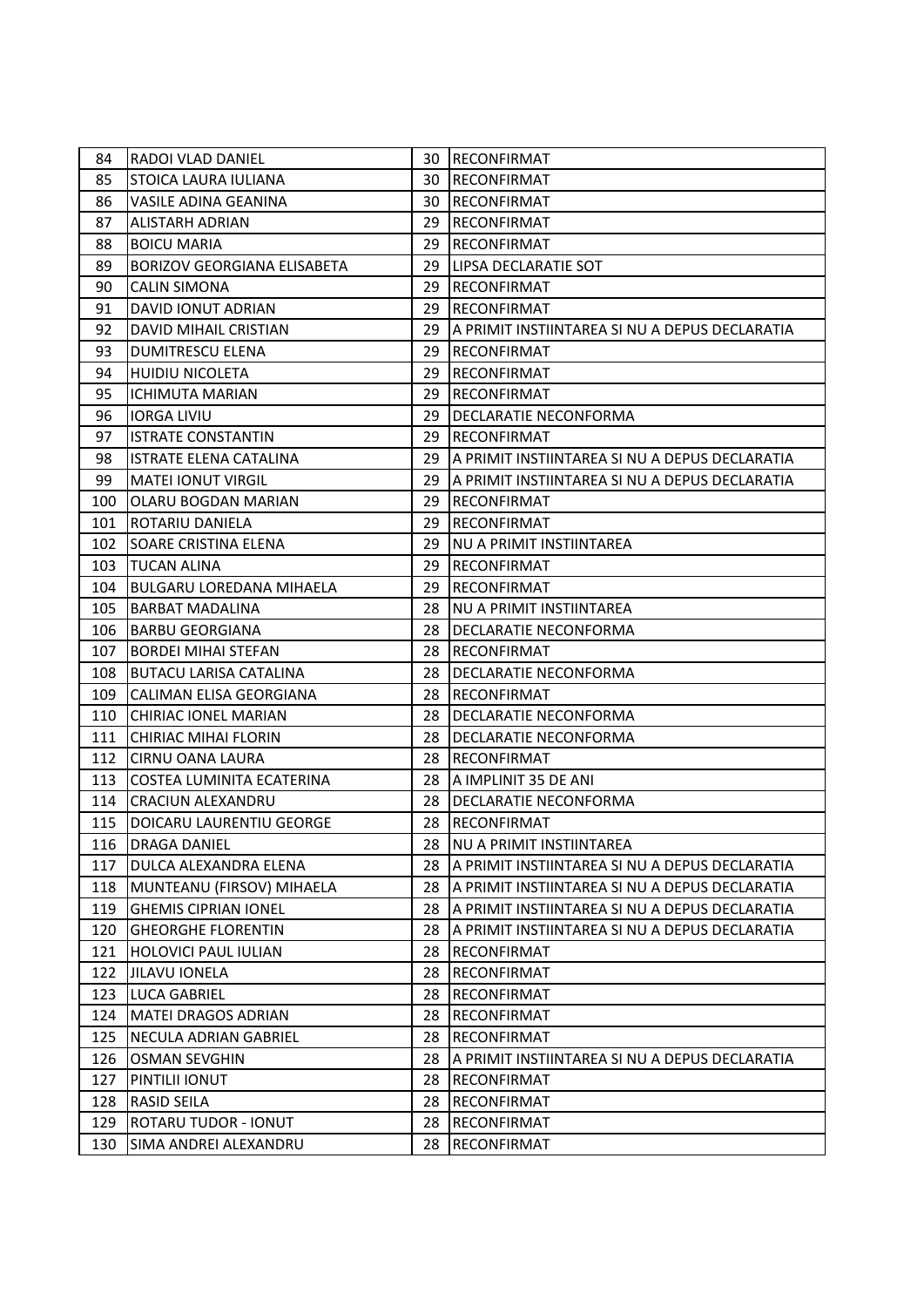| 84 | RADOI VLAD DANIEL | 30 | RECONFIRMAT |
|---|---|---|---|
| 85 | STOICA LAURA IULIANA | 30 | RECONFIRMAT |
| 86 | VASILE ADINA GEANINA | 30 | RECONFIRMAT |
| 87 | ALISTARH ADRIAN | 29 | RECONFIRMAT |
| 88 | BOICU MARIA | 29 | RECONFIRMAT |
| 89 | BORIZOV GEORGIANA ELISABETA | 29 | LIPSA DECLARATIE SOT |
| 90 | CALIN SIMONA | 29 | RECONFIRMAT |
| 91 | DAVID IONUT ADRIAN | 29 | RECONFIRMAT |
| 92 | DAVID MIHAIL CRISTIAN | 29 | A PRIMIT INSTIINTAREA SI NU A DEPUS DECLARATIA |
| 93 | DUMITRESCU ELENA | 29 | RECONFIRMAT |
| 94 | HUIDIU NICOLETA | 29 | RECONFIRMAT |
| 95 | ICHIMUTA MARIAN | 29 | RECONFIRMAT |
| 96 | IORGA LIVIU | 29 | DECLARATIE NECONFORMA |
| 97 | ISTRATE CONSTANTIN | 29 | RECONFIRMAT |
| 98 | ISTRATE ELENA CATALINA | 29 | A PRIMIT INSTIINTAREA SI NU A DEPUS DECLARATIA |
| 99 | MATEI IONUT VIRGIL | 29 | A PRIMIT INSTIINTAREA SI NU A DEPUS DECLARATIA |
| 100 | OLARU BOGDAN MARIAN | 29 | RECONFIRMAT |
| 101 | ROTARIU DANIELA | 29 | RECONFIRMAT |
| 102 | SOARE CRISTINA ELENA | 29 | NU A PRIMIT INSTIINTAREA |
| 103 | TUCAN ALINA | 29 | RECONFIRMAT |
| 104 | BULGARU LOREDANA MIHAELA | 29 | RECONFIRMAT |
| 105 | BARBAT MADALINA | 28 | NU A PRIMIT INSTIINTAREA |
| 106 | BARBU GEORGIANA | 28 | DECLARATIE NECONFORMA |
| 107 | BORDEI MIHAI STEFAN | 28 | RECONFIRMAT |
| 108 | BUTACU LARISA CATALINA | 28 | DECLARATIE NECONFORMA |
| 109 | CALIMAN ELISA GEORGIANA | 28 | RECONFIRMAT |
| 110 | CHIRIAC IONEL MARIAN | 28 | DECLARATIE NECONFORMA |
| 111 | CHIRIAC MIHAI FLORIN | 28 | DECLARATIE NECONFORMA |
| 112 | CIRNU OANA LAURA | 28 | RECONFIRMAT |
| 113 | COSTEA LUMINITA ECATERINA | 28 | A IMPLINIT 35 DE ANI |
| 114 | CRACIUN ALEXANDRU | 28 | DECLARATIE NECONFORMA |
| 115 | DOICARU LAURENTIU GEORGE | 28 | RECONFIRMAT |
| 116 | DRAGA DANIEL | 28 | NU A PRIMIT INSTIINTAREA |
| 117 | DULCA ALEXANDRA ELENA | 28 | A PRIMIT INSTIINTAREA SI NU A DEPUS DECLARATIA |
| 118 | MUNTEANU (FIRSOV) MIHAELA | 28 | A PRIMIT INSTIINTAREA SI NU A DEPUS DECLARATIA |
| 119 | GHEMIS CIPRIAN IONEL | 28 | A PRIMIT INSTIINTAREA SI NU A DEPUS DECLARATIA |
| 120 | GHEORGHE FLORENTIN | 28 | A PRIMIT INSTIINTAREA SI NU A DEPUS DECLARATIA |
| 121 | HOLOVICI PAUL IULIAN | 28 | RECONFIRMAT |
| 122 | JILAVU IONELA | 28 | RECONFIRMAT |
| 123 | LUCA GABRIEL | 28 | RECONFIRMAT |
| 124 | MATEI DRAGOS ADRIAN | 28 | RECONFIRMAT |
| 125 | NECULA ADRIAN GABRIEL | 28 | RECONFIRMAT |
| 126 | OSMAN SEVGHIN | 28 | A PRIMIT INSTIINTAREA SI NU A DEPUS DECLARATIA |
| 127 | PINTILII IONUT | 28 | RECONFIRMAT |
| 128 | RASID SEILA | 28 | RECONFIRMAT |
| 129 | ROTARU TUDOR - IONUT | 28 | RECONFIRMAT |
| 130 | SIMA ANDREI ALEXANDRU | 28 | RECONFIRMAT |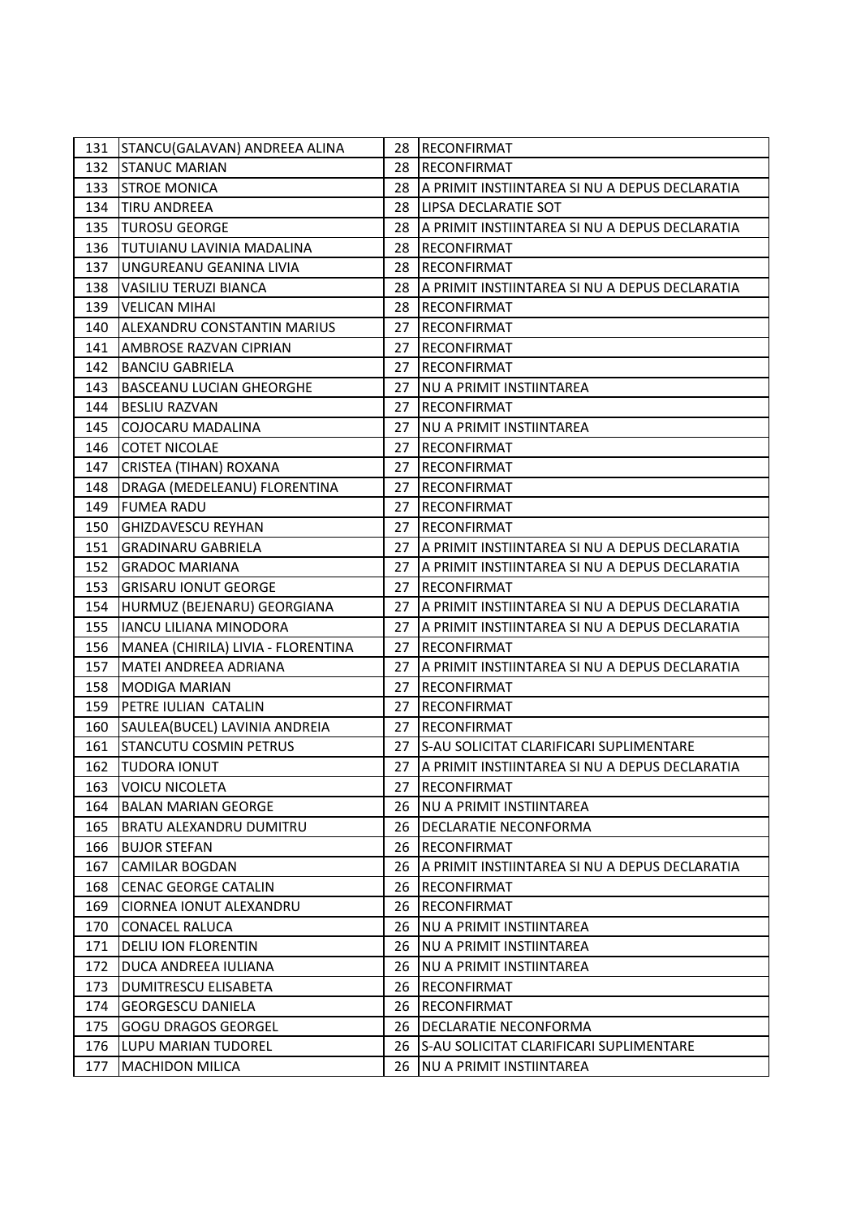| 131 | STANCU(GALAVAN) ANDREEA ALINA | 28 | RECONFIRMAT |
|---|---|---|---|
| 132 | STANUC MARIAN | 28 | RECONFIRMAT |
| 133 | STROE MONICA | 28 | A PRIMIT INSTIINTAREA SI NU A DEPUS DECLARATIA |
| 134 | TIRU ANDREEA | 28 | LIPSA DECLARATIE SOT |
| 135 | TUROSU GEORGE | 28 | A PRIMIT INSTIINTAREA SI NU A DEPUS DECLARATIA |
| 136 | TUTUIANU LAVINIA MADALINA | 28 | RECONFIRMAT |
| 137 | UNGUREANU GEANINA LIVIA | 28 | RECONFIRMAT |
| 138 | VASILIU TERUZI BIANCA | 28 | A PRIMIT INSTIINTAREA SI NU A DEPUS DECLARATIA |
| 139 | VELICAN MIHAI | 28 | RECONFIRMAT |
| 140 | ALEXANDRU CONSTANTIN MARIUS | 27 | RECONFIRMAT |
| 141 | AMBROSE RAZVAN CIPRIAN | 27 | RECONFIRMAT |
| 142 | BANCIU GABRIELA | 27 | RECONFIRMAT |
| 143 | BASCEANU LUCIAN GHEORGHE | 27 | NU A PRIMIT INSTIINTAREA |
| 144 | BESLIU RAZVAN | 27 | RECONFIRMAT |
| 145 | COJOCARU MADALINA | 27 | NU A PRIMIT INSTIINTAREA |
| 146 | COTET NICOLAE | 27 | RECONFIRMAT |
| 147 | CRISTEA (TIHAN) ROXANA | 27 | RECONFIRMAT |
| 148 | DRAGA (MEDELEANU) FLORENTINA | 27 | RECONFIRMAT |
| 149 | FUMEA RADU | 27 | RECONFIRMAT |
| 150 | GHIZDAVESCU REYHAN | 27 | RECONFIRMAT |
| 151 | GRADINARU GABRIELA | 27 | A PRIMIT INSTIINTAREA SI NU A DEPUS DECLARATIA |
| 152 | GRADOC MARIANA | 27 | A PRIMIT INSTIINTAREA SI NU A DEPUS DECLARATIA |
| 153 | GRISARU IONUT GEORGE | 27 | RECONFIRMAT |
| 154 | HURMUZ (BEJENARU) GEORGIANA | 27 | A PRIMIT INSTIINTAREA SI NU A DEPUS DECLARATIA |
| 155 | IANCU LILIANA MINODORA | 27 | A PRIMIT INSTIINTAREA SI NU A DEPUS DECLARATIA |
| 156 | MANEA (CHIRILA) LIVIA - FLORENTINA | 27 | RECONFIRMAT |
| 157 | MATEI ANDREEA ADRIANA | 27 | A PRIMIT INSTIINTAREA SI NU A DEPUS DECLARATIA |
| 158 | MODIGA MARIAN | 27 | RECONFIRMAT |
| 159 | PETRE IULIAN CATALIN | 27 | RECONFIRMAT |
| 160 | SAULEA(BUCEL) LAVINIA ANDREIA | 27 | RECONFIRMAT |
| 161 | STANCUTU COSMIN PETRUS | 27 | S-AU SOLICITAT CLARIFICARI SUPLIMENTARE |
| 162 | TUDORA IONUT | 27 | A PRIMIT INSTIINTAREA SI NU A DEPUS DECLARATIA |
| 163 | VOICU NICOLETA | 27 | RECONFIRMAT |
| 164 | BALAN MARIAN GEORGE | 26 | NU A PRIMIT INSTIINTAREA |
| 165 | BRATU ALEXANDRU DUMITRU | 26 | DECLARATIE NECONFORMA |
| 166 | BUJOR STEFAN | 26 | RECONFIRMAT |
| 167 | CAMILAR BOGDAN | 26 | A PRIMIT INSTIINTAREA SI NU A DEPUS DECLARATIA |
| 168 | CENAC GEORGE CATALIN | 26 | RECONFIRMAT |
| 169 | CIORNEA IONUT ALEXANDRU | 26 | RECONFIRMAT |
| 170 | CONACEL RALUCA | 26 | NU A PRIMIT INSTIINTAREA |
| 171 | DELIU ION FLORENTIN | 26 | NU A PRIMIT INSTIINTAREA |
| 172 | DUCA ANDREEA IULIANA | 26 | NU A PRIMIT INSTIINTAREA |
| 173 | DUMITRESCU ELISABETA | 26 | RECONFIRMAT |
| 174 | GEORGESCU DANIELA | 26 | RECONFIRMAT |
| 175 | GOGU DRAGOS GEORGEL | 26 | DECLARATIE NECONFORMA |
| 176 | LUPU MARIAN TUDOREL | 26 | S-AU SOLICITAT CLARIFICARI SUPLIMENTARE |
| 177 | MACHIDON MILICA | 26 | NU A PRIMIT INSTIINTAREA |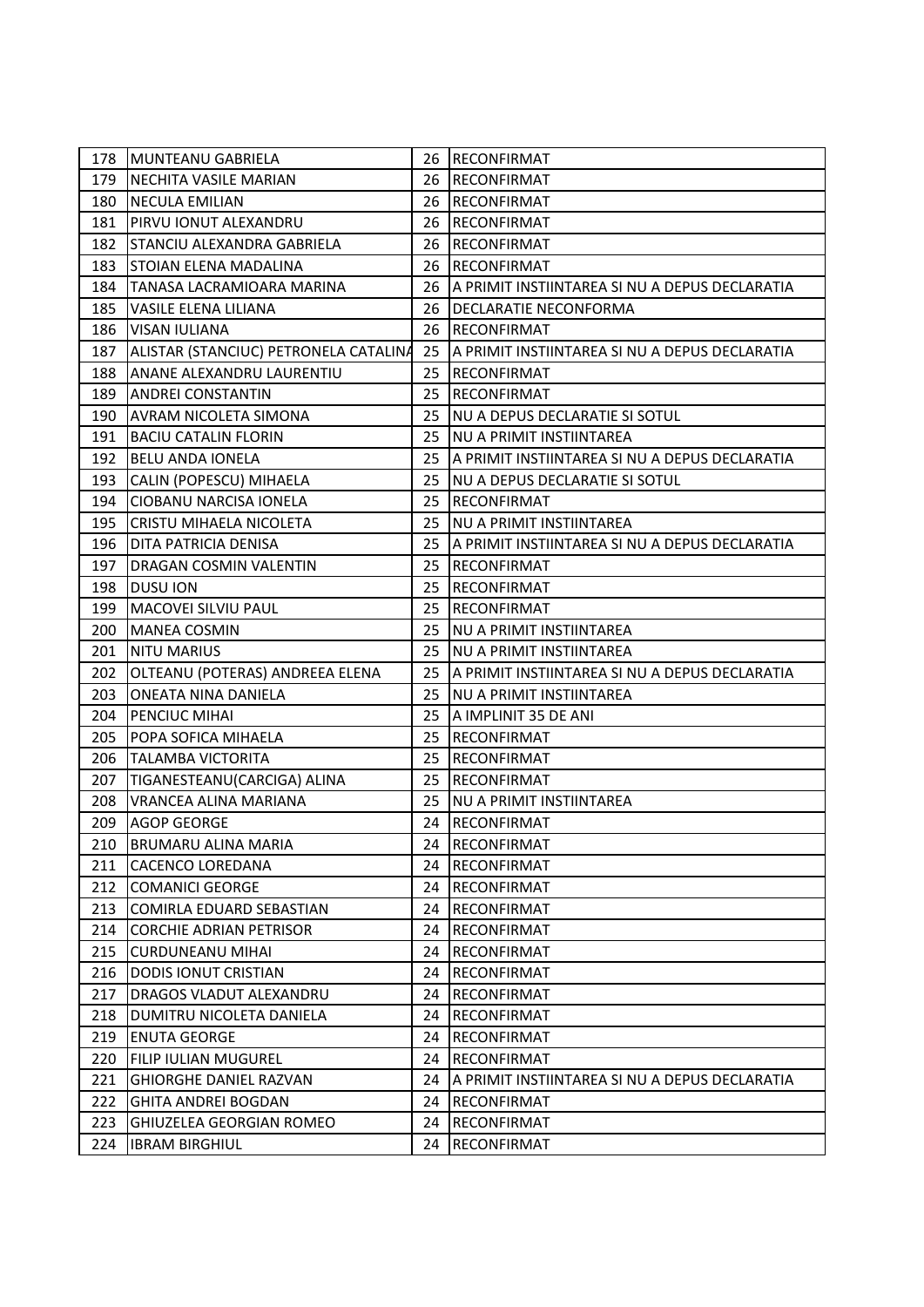| | | | |
|---|---|---|---|
| 178 | MUNTEANU GABRIELA | 26 | RECONFIRMAT |
| 179 | NECHITA VASILE MARIAN | 26 | RECONFIRMAT |
| 180 | NECULA EMILIAN | 26 | RECONFIRMAT |
| 181 | PIRVU IONUT ALEXANDRU | 26 | RECONFIRMAT |
| 182 | STANCIU ALEXANDRA GABRIELA | 26 | RECONFIRMAT |
| 183 | STOIAN ELENA MADALINA | 26 | RECONFIRMAT |
| 184 | TANASA LACRAMIOARA MARINA | 26 | A PRIMIT INSTIINTAREA SI NU A DEPUS DECLARATIA |
| 185 | VASILE ELENA LILIANA | 26 | DECLARATIE NECONFORMA |
| 186 | VISAN IULIANA | 26 | RECONFIRMAT |
| 187 | ALISTAR (STANCIUC) PETRONELA CATALINA | 25 | A PRIMIT INSTIINTAREA SI NU A DEPUS DECLARATIA |
| 188 | ANANE ALEXANDRU LAURENTIU | 25 | RECONFIRMAT |
| 189 | ANDREI CONSTANTIN | 25 | RECONFIRMAT |
| 190 | AVRAM NICOLETA SIMONA | 25 | NU A DEPUS DECLARATIE SI SOTUL |
| 191 | BACIU CATALIN FLORIN | 25 | NU A PRIMIT INSTIINTAREA |
| 192 | BELU ANDA IONELA | 25 | A PRIMIT INSTIINTAREA SI NU A DEPUS DECLARATIA |
| 193 | CALIN (POPESCU) MIHAELA | 25 | NU A DEPUS DECLARATIE SI SOTUL |
| 194 | CIOBANU NARCISA IONELA | 25 | RECONFIRMAT |
| 195 | CRISTU MIHAELA NICOLETA | 25 | NU A PRIMIT INSTIINTAREA |
| 196 | DITA PATRICIA DENISA | 25 | A PRIMIT INSTIINTAREA SI NU A DEPUS DECLARATIA |
| 197 | DRAGAN COSMIN VALENTIN | 25 | RECONFIRMAT |
| 198 | DUSU ION | 25 | RECONFIRMAT |
| 199 | MACOVEI SILVIU PAUL | 25 | RECONFIRMAT |
| 200 | MANEA COSMIN | 25 | NU A PRIMIT INSTIINTAREA |
| 201 | NITU MARIUS | 25 | NU A PRIMIT INSTIINTAREA |
| 202 | OLTEANU (POTERAS) ANDREEA ELENA | 25 | A PRIMIT INSTIINTAREA SI NU A DEPUS DECLARATIA |
| 203 | ONEATA NINA DANIELA | 25 | NU A PRIMIT INSTIINTAREA |
| 204 | PENCIUC MIHAI | 25 | A IMPLINIT 35 DE ANI |
| 205 | POPA SOFICA MIHAELA | 25 | RECONFIRMAT |
| 206 | TALAMBA VICTORITA | 25 | RECONFIRMAT |
| 207 | TIGANESTEANU(CARCIGA) ALINA | 25 | RECONFIRMAT |
| 208 | VRANCEA ALINA MARIANA | 25 | NU A PRIMIT INSTIINTAREA |
| 209 | AGOP GEORGE | 24 | RECONFIRMAT |
| 210 | BRUMARU ALINA MARIA | 24 | RECONFIRMAT |
| 211 | CACENCO LOREDANA | 24 | RECONFIRMAT |
| 212 | COMANICI GEORGE | 24 | RECONFIRMAT |
| 213 | COMIRLA EDUARD SEBASTIAN | 24 | RECONFIRMAT |
| 214 | CORCHIE ADRIAN PETRISOR | 24 | RECONFIRMAT |
| 215 | CURDUNEANU MIHAI | 24 | RECONFIRMAT |
| 216 | DODIS IONUT CRISTIAN | 24 | RECONFIRMAT |
| 217 | DRAGOS VLADUT ALEXANDRU | 24 | RECONFIRMAT |
| 218 | DUMITRU NICOLETA DANIELA | 24 | RECONFIRMAT |
| 219 | ENUTA GEORGE | 24 | RECONFIRMAT |
| 220 | FILIP IULIAN MUGUREL | 24 | RECONFIRMAT |
| 221 | GHIORGHE DANIEL RAZVAN | 24 | A PRIMIT INSTIINTAREA SI NU A DEPUS DECLARATIA |
| 222 | GHITA ANDREI BOGDAN | 24 | RECONFIRMAT |
| 223 | GHIUZELEA GEORGIAN ROMEO | 24 | RECONFIRMAT |
| 224 | IBRAM BIRGHIUL | 24 | RECONFIRMAT |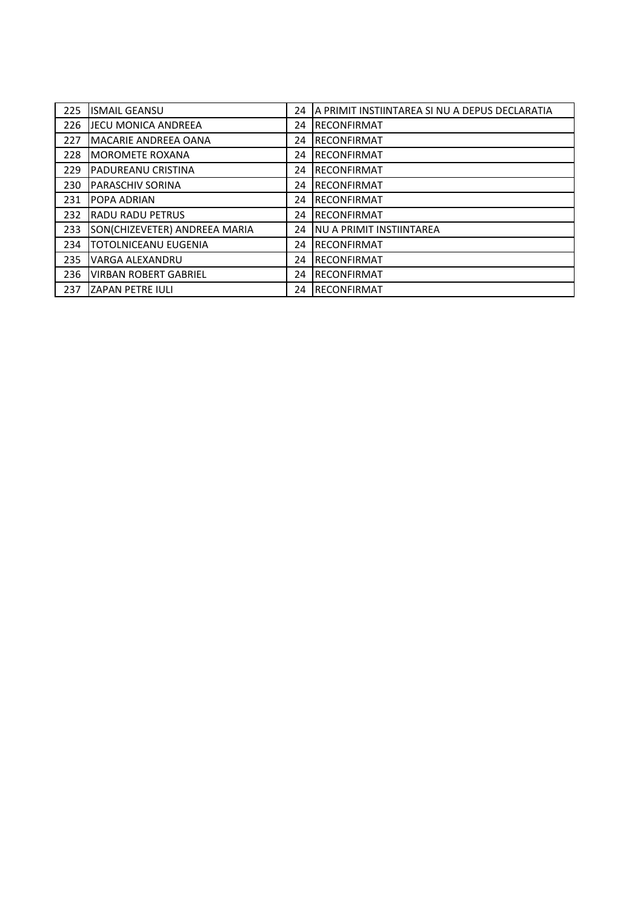| | | | |
|---|---|---|---|
| 225 | ISMAIL GEANSU | 24 | A PRIMIT INSTIINTAREA SI NU A DEPUS DECLARATIA |
| 226 | JECU MONICA ANDREEA | 24 | RECONFIRMAT |
| 227 | MACARIE ANDREEA OANA | 24 | RECONFIRMAT |
| 228 | MOROMETE ROXANA | 24 | RECONFIRMAT |
| 229 | PADUREANU CRISTINA | 24 | RECONFIRMAT |
| 230 | PARASCHIV SORINA | 24 | RECONFIRMAT |
| 231 | POPA ADRIAN | 24 | RECONFIRMAT |
| 232 | RADU RADU PETRUS | 24 | RECONFIRMAT |
| 233 | SON(CHIZEVETER) ANDREEA MARIA | 24 | NU A PRIMIT INSTIINTAREA |
| 234 | TOTOLNICEANU EUGENIA | 24 | RECONFIRMAT |
| 235 | VARGA ALEXANDRU | 24 | RECONFIRMAT |
| 236 | VIRBAN ROBERT GABRIEL | 24 | RECONFIRMAT |
| 237 | ZAPAN PETRE IULI | 24 | RECONFIRMAT |